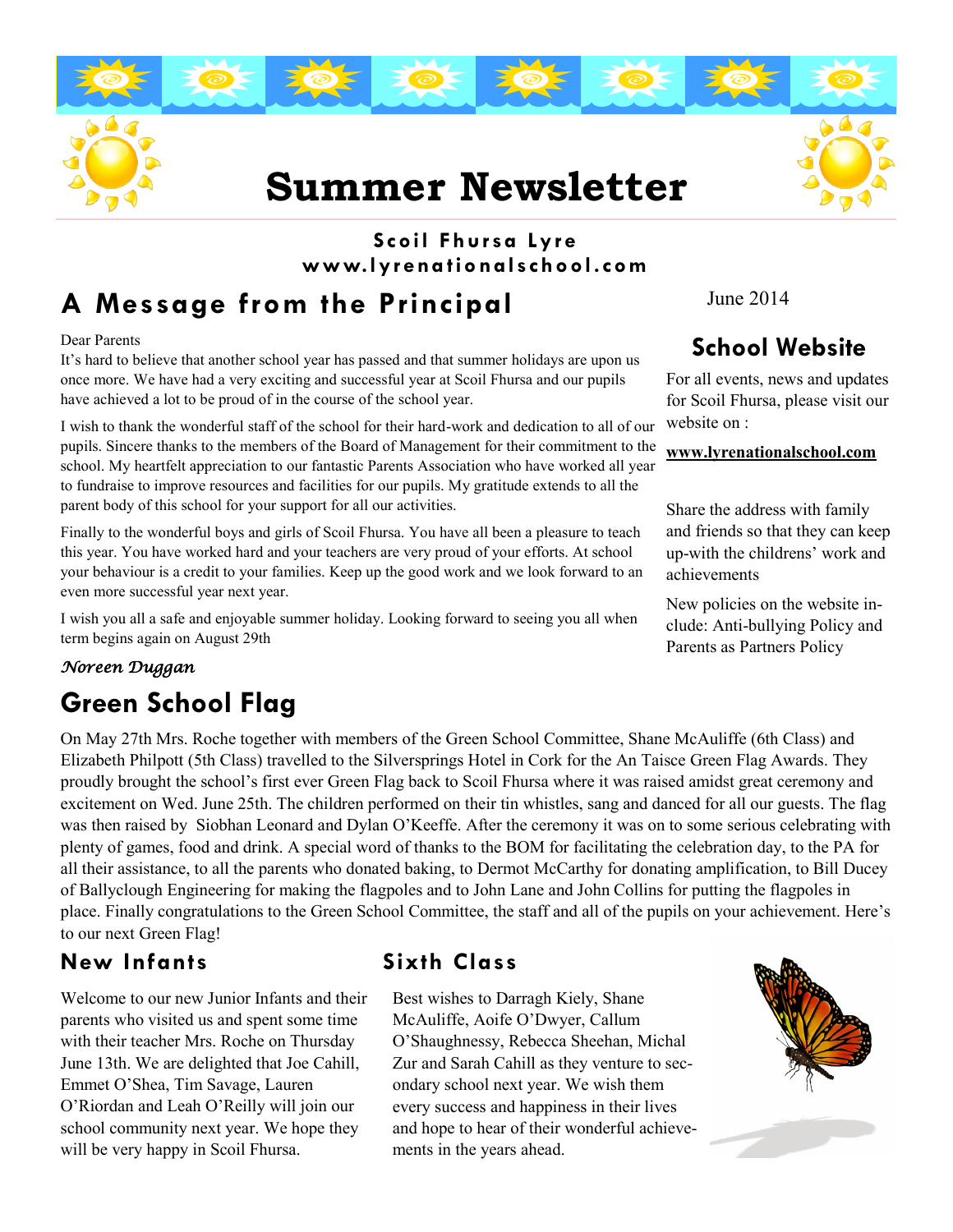# Summer Newsletter

**Scoil Fhursa Lyre**
**www.lyrenationalschool.com**

June 2014

## A Message from the Principal

Dear Parents

It's hard to believe that another school year has passed and that summer holidays are upon us once more. We have had a very exciting and successful year at Scoil Fhursa and our pupils have achieved a lot to be proud of in the course of the school year.

I wish to thank the wonderful staff of the school for their hard-work and dedication to all of our pupils. Sincere thanks to the members of the Board of Management for their commitment to the school. My heartfelt appreciation to our fantastic Parents Association who have worked all year to fundraise to improve resources and facilities for our pupils. My gratitude extends to all the parent body of this school for your support for all our activities.

Finally to the wonderful boys and girls of Scoil Fhursa. You have all been a pleasure to teach this year. You have worked hard and your teachers are very proud of your efforts. At school your behaviour is a credit to your families. Keep up the good work and we look forward to an even more successful year next year.

I wish you all a safe and enjoyable summer holiday. Looking forward to seeing you all when term begins again on August 29th

*Noreen Duggan*

## School Website

For all events, news and updates for Scoil Fhursa, please visit our website on :

**www.lyrenationalschool.com**

Share the address with family and friends so that they can keep up-with the childrens' work and achievements

New policies on the website include: Anti-bullying Policy and Parents as Partners Policy

## Green School Flag

On May 27th Mrs. Roche together with members of the Green School Committee, Shane McAuliffe (6th Class) and Elizabeth Philpott (5th Class) travelled to the Silversprings Hotel in Cork for the An Taisce Green Flag Awards. They proudly brought the school's first ever Green Flag back to Scoil Fhursa where it was raised amidst great ceremony and excitement on Wed. June 25th. The children performed on their tin whistles, sang and danced for all our guests. The flag was then raised by Siobhan Leonard and Dylan O'Keeffe. After the ceremony it was on to some serious celebrating with plenty of games, food and drink. A special word of thanks to the BOM for facilitating the celebration day, to the PA for all their assistance, to all the parents who donated baking, to Dermot McCarthy for donating amplification, to Bill Ducey of Ballyclough Engineering for making the flagpoles and to John Lane and John Collins for putting the flagpoles in place. Finally congratulations to the Green School Committee, the staff and all of the pupils on your achievement. Here's to our next Green Flag!

## New Infants

Welcome to our new Junior Infants and their parents who visited us and spent some time with their teacher Mrs. Roche on Thursday June 13th. We are delighted that Joe Cahill, Emmet O'Shea, Tim Savage, Lauren O'Riordan and Leah O'Reilly will join our school community next year. We hope they will be very happy in Scoil Fhursa.

## Sixth Class

Best wishes to Darragh Kiely, Shane McAuliffe, Aoife O'Dwyer, Callum O'Shaughnessy, Rebecca Sheehan, Michal Zur and Sarah Cahill as they venture to secondary school next year. We wish them every success and happiness in their lives and hope to hear of their wonderful achievements in the years ahead.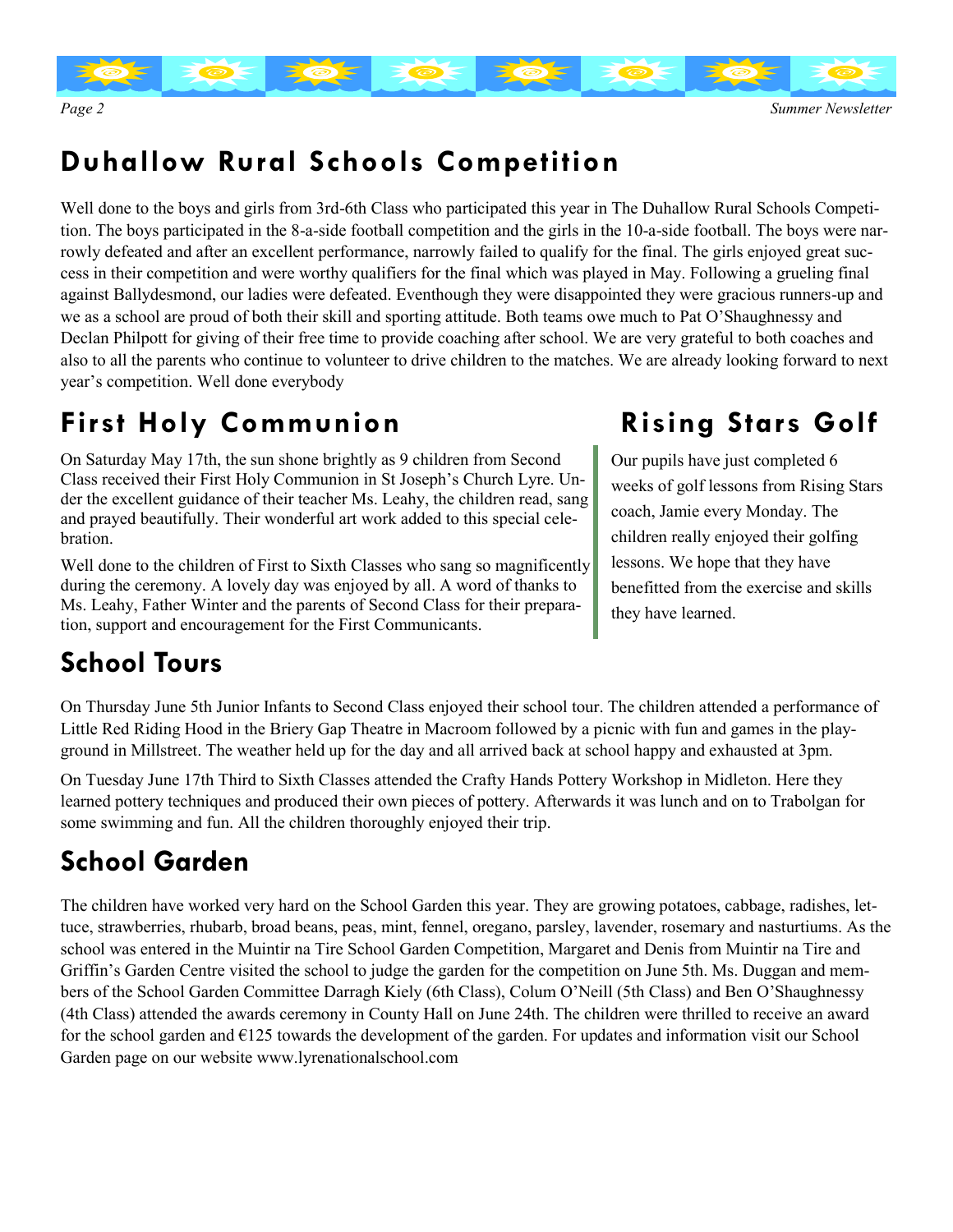# Duhallow Rural Schools Competition

Well done to the boys and girls from 3rd-6th Class who participated this year in The Duhallow Rural Schools Competition. The boys participated in the 8-a-side football competition and the girls in the 10-a-side football. The boys were narrowly defeated and after an excellent performance, narrowly failed to qualify for the final. The girls enjoyed great success in their competition and were worthy qualifiers for the final which was played in May. Following a grueling final against Ballydesmond, our ladies were defeated. Eventhough they were disappointed they were gracious runners-up and we as a school are proud of both their skill and sporting attitude. Both teams owe much to Pat O'Shaughnessy and Declan Philpott for giving of their free time to provide coaching after school. We are very grateful to both coaches and also to all the parents who continue to volunteer to drive children to the matches. We are already looking forward to next year's competition. Well done everybody

# First Holy Communion

On Saturday May 17th, the sun shone brightly as 9 children from Second Class received their First Holy Communion in St Joseph's Church Lyre. Under the excellent guidance of their teacher Ms. Leahy, the children read, sang and prayed beautifully. Their wonderful art work added to this special celebration.

Well done to the children of First to Sixth Classes who sang so magnificently during the ceremony. A lovely day was enjoyed by all. A word of thanks to Ms. Leahy, Father Winter and the parents of Second Class for their preparation, support and encouragement for the First Communicants.

# Rising Stars Golf

Our pupils have just completed 6 weeks of golf lessons from Rising Stars coach, Jamie every Monday. The children really enjoyed their golfing lessons. We hope that they have benefitted from the exercise and skills they have learned.

# School Tours

On Thursday June 5th Junior Infants to Second Class enjoyed their school tour. The children attended a performance of Little Red Riding Hood in the Briery Gap Theatre in Macroom followed by a picnic with fun and games in the playground in Millstreet. The weather held up for the day and all arrived back at school happy and exhausted at 3pm.

On Tuesday June 17th Third to Sixth Classes attended the Crafty Hands Pottery Workshop in Midleton. Here they learned pottery techniques and produced their own pieces of pottery. Afterwards it was lunch and on to Trabolgan for some swimming and fun. All the children thoroughly enjoyed their trip.

# School Garden

The children have worked very hard on the School Garden this year. They are growing potatoes, cabbage, radishes, lettuce, strawberries, rhubarb, broad beans, peas, mint, fennel, oregano, parsley, lavender, rosemary and nasturtiums. As the school was entered in the Muintir na Tire School Garden Competition, Margaret and Denis from Muintir na Tire and Griffin's Garden Centre visited the school to judge the garden for the competition on June 5th. Ms. Duggan and members of the School Garden Committee Darragh Kiely (6th Class), Colum O'Neill (5th Class) and Ben O'Shaughnessy (4th Class) attended the awards ceremony in County Hall on June 24th. The children were thrilled to receive an award for the school garden and €125 towards the development of the garden. For updates and information visit our School Garden page on our website www.lyrenationalschool.com